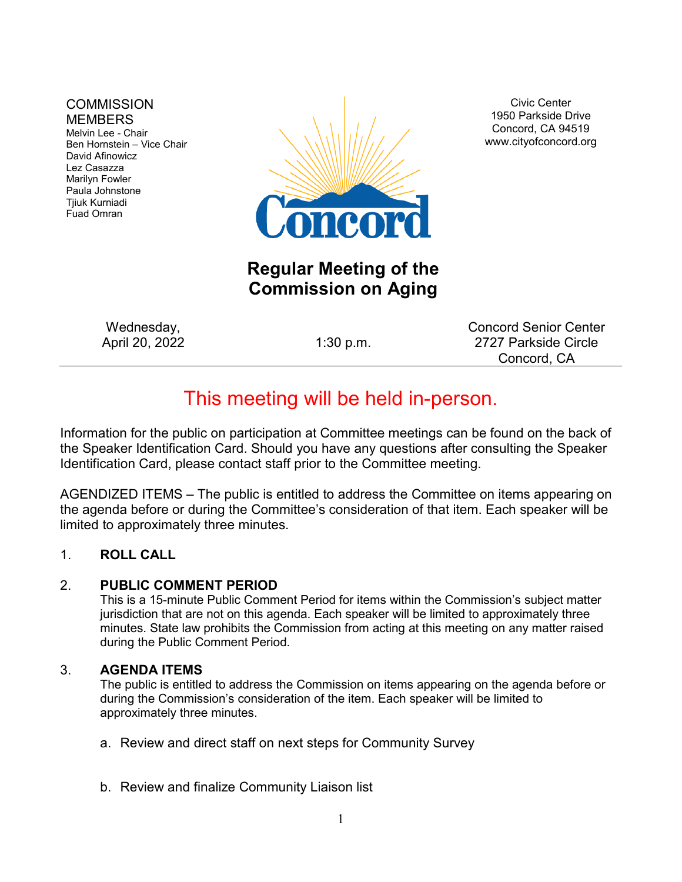COMMISSION MEMBERS
Melvin Lee - Chair
Ben Hornstein – Vice Chair
David Afinowicz
Lez Casazza
Marilyn Fowler
Paula Johnstone
Tjiuk Kurniadi
Fuad Omran

Civic Center
1950 Parkside Drive
Concord, CA 94519
www.cityofconcord.org

Concord

# Regular Meeting of the Commission on Aging

Wednesday,
April 20, 2022

1:30 p.m.

Concord Senior Center
2727 Parkside Circle
Concord, CA

## This meeting will be held in-person.

Information for the public on participation at Committee meetings can be found on the back of the Speaker Identification Card. Should you have any questions after consulting the Speaker Identification Card, please contact staff prior to the Committee meeting.

AGENDIZED ITEMS – The public is entitled to address the Committee on items appearing on the agenda before or during the Committee's consideration of that item. Each speaker will be limited to approximately three minutes.

1. **ROLL CALL**

2. **PUBLIC COMMENT PERIOD**
   This is a 15-minute Public Comment Period for items within the Commission's subject matter jurisdiction that are not on this agenda. Each speaker will be limited to approximately three minutes. State law prohibits the Commission from acting at this meeting on any matter raised during the Public Comment Period.

3. **AGENDA ITEMS**
   The public is entitled to address the Commission on items appearing on the agenda before or during the Commission's consideration of the item. Each speaker will be limited to approximately three minutes.

   a. Review and direct staff on next steps for Community Survey

   b. Review and finalize Community Liaison list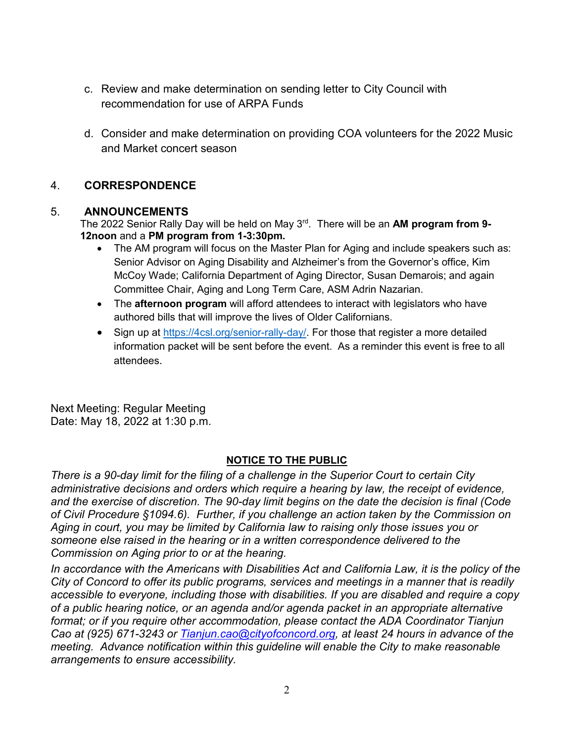c. Review and make determination on sending letter to City Council with recommendation for use of ARPA Funds

d. Consider and make determination on providing COA volunteers for the 2022 Music and Market concert season

4. **CORRESPONDENCE**

5. **ANNOUNCEMENTS**

The 2022 Senior Rally Day will be held on May 3rd. There will be an **AM program from 9-12noon** and a **PM program from 1-3:30pm.**

- The AM program will focus on the Master Plan for Aging and include speakers such as: Senior Advisor on Aging Disability and Alzheimer's from the Governor's office, Kim McCoy Wade; California Department of Aging Director, Susan Demarois; and again Committee Chair, Aging and Long Term Care, ASM Adrin Nazarian.
- The **afternoon program** will afford attendees to interact with legislators who have authored bills that will improve the lives of Older Californians.
- Sign up at https://4csl.org/senior-rally-day/. For those that register a more detailed information packet will be sent before the event. As a reminder this event is free to all attendees.

Next Meeting: Regular Meeting
Date: May 18, 2022 at 1:30 p.m.

**NOTICE TO THE PUBLIC**

*There is a 90-day limit for the filing of a challenge in the Superior Court to certain City administrative decisions and orders which require a hearing by law, the receipt of evidence, and the exercise of discretion. The 90-day limit begins on the date the decision is final (Code of Civil Procedure §1094.6). Further, if you challenge an action taken by the Commission on Aging in court, you may be limited by California law to raising only those issues you or someone else raised in the hearing or in a written correspondence delivered to the Commission on Aging prior to or at the hearing.*

*In accordance with the Americans with Disabilities Act and California Law, it is the policy of the City of Concord to offer its public programs, services and meetings in a manner that is readily accessible to everyone, including those with disabilities. If you are disabled and require a copy of a public hearing notice, or an agenda and/or agenda packet in an appropriate alternative format; or if you require other accommodation, please contact the ADA Coordinator Tianjun Cao at (925) 671-3243 or Tianjun.cao@cityofconcord.org, at least 24 hours in advance of the meeting. Advance notification within this guideline will enable the City to make reasonable arrangements to ensure accessibility.*